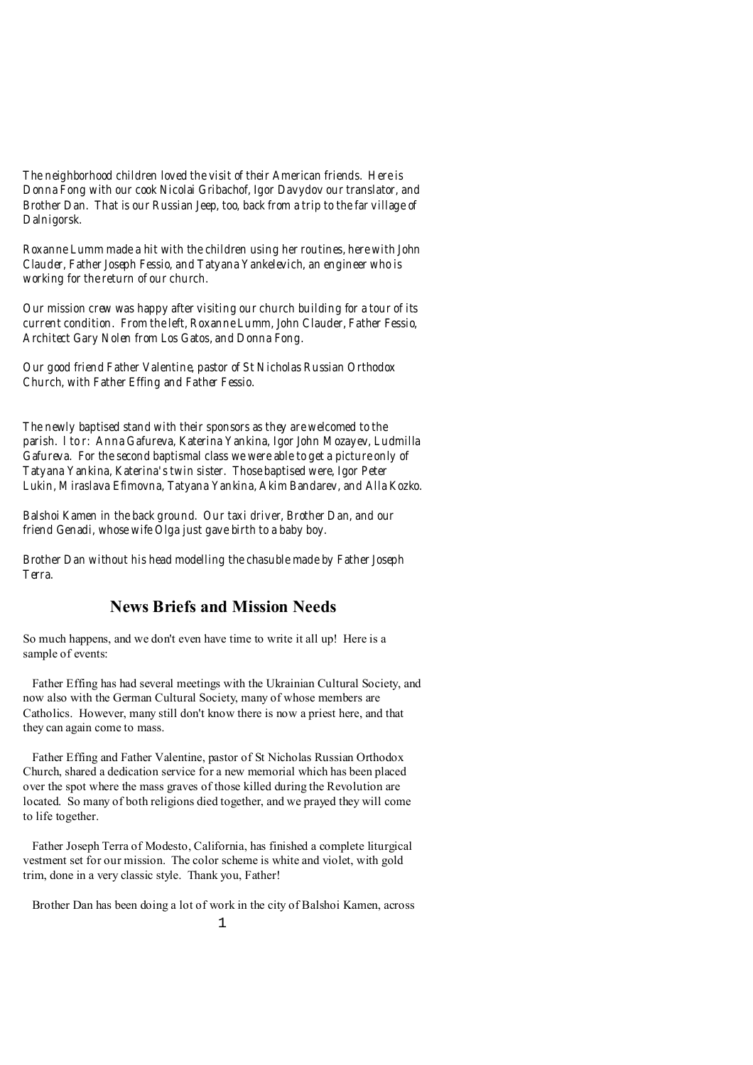The neighborhood children loved the visit of their American friends. Here is Donna Fong with our cook Nicolai Gribachof, Igor Davydov our translator, and Brother Dan. That is our Russian Jeep, too, back from a trip to the far village of Dalnigorsk.

Roxanne Lumm made a hit with the children using her routines, here with John Clauder, Father Joseph Fessio, and Tatyana Yankelevich, an engineer who is working for the return of our church.

Our mission crew was happy after visiting our church building for a tour of its current condition. From the left, Roxanne Lumm, John Clauder, Father Fessio, Architect Gary Nolen from Los Gatos, and Donna Fong.

Our good friend Father Valentine, pastor of St Nicholas Russian Orthodox Church, with Father Effing and Father Fessio.

The newly baptised stand with their sponsors as they are welcomed to the parish. l to r: Anna Gafureva, Katerina Yankina, Igor John Mozayev, Ludmilla Gafureva. For the second baptismal class we were able to get a picture only of Tatyana Yankina, Katerina's twin sister. Those baptised were, Igor Peter Lukin, Miraslava Efimovna, Tatyana Yankina, Akim Bandarev, and Alla Kozko.

Balshoi Kamen in the back ground. Our taxi driver, Brother Dan, and our friend Genadi, whose wife Olga just gave birth to a baby boy.

Brother Dan without his head modelling the chasuble made by Father Joseph Terra.

## News Briefs and Mission Needs

So much happens, and we don't even have time to write it all up! Here is a sample of events:

Father Effing has had several meetings with the Ukrainian Cultural Society, and now also with the German Cultural Society, many of whose members are Catholics. However, many still don't know there is now a priest here, and that they can again come to mass.

Father Effing and Father Valentine, pastor of St Nicholas Russian Orthodox Church, shared a dedication service for a new memorial which has been placed over the spot where the mass graves of those killed during the Revolution are located. So many of both religions died together, and we prayed they will come to life together.

Father Joseph Terra of Modesto, California, has finished a complete liturgical vestment set for our mission. The color scheme is white and violet, with gold trim, done in a very classic style. Thank you, Father!

Brother Dan has been doing a lot of work in the city of Balshoi Kamen, across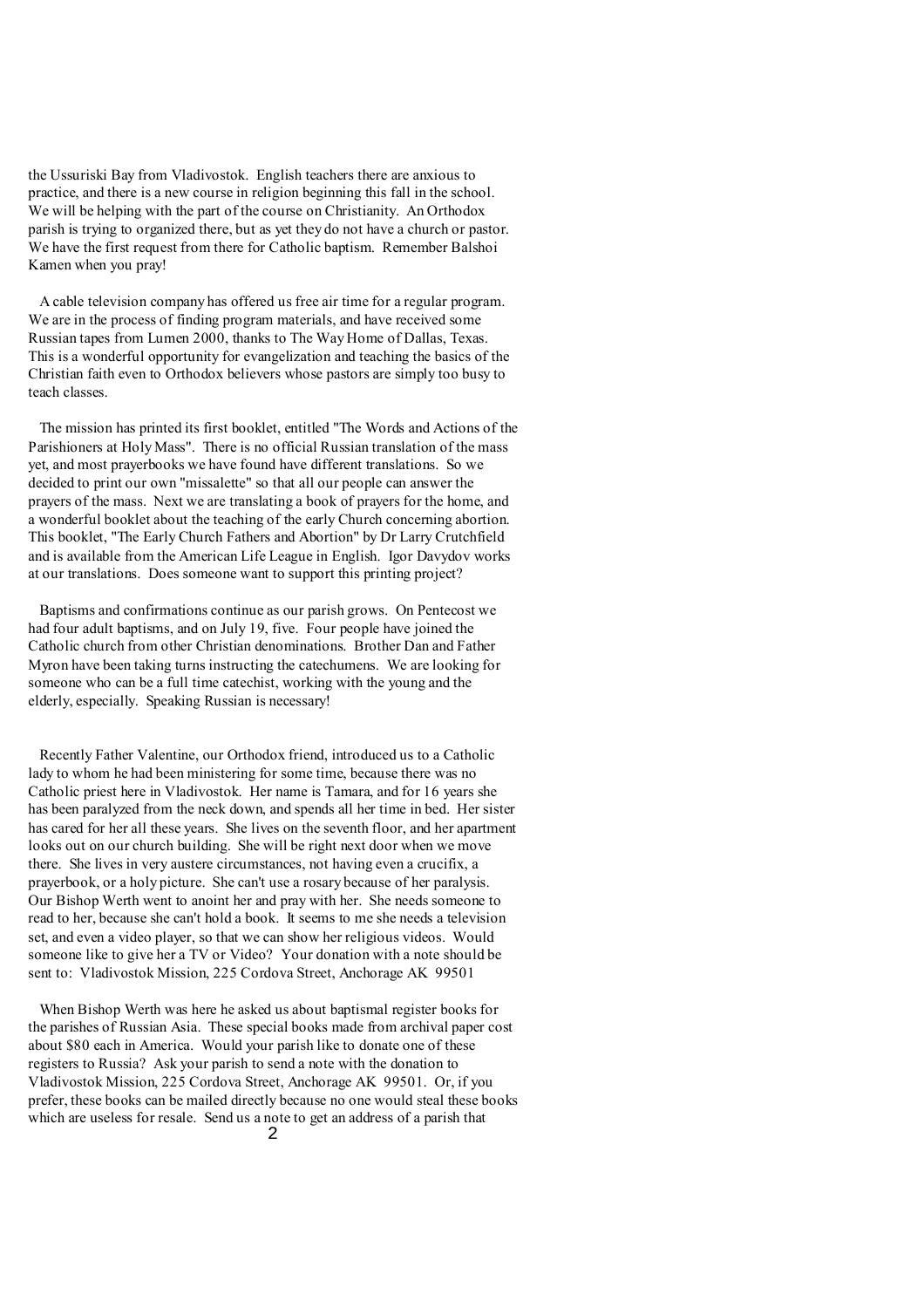the Ussuriski Bay from Vladivostok. English teachers there are anxious to practice, and there is a new course in religion beginning this fall in the school. We will be helping with the part of the course on Christianity. An Orthodox parish is trying to organized there, but as yet they do not have a church or pastor. We have the first request from there for Catholic baptism. Remember Balshoi Kamen when you pray!

A cable television company has offered us free air time for a regular program. We are in the process of finding program materials, and have received some Russian tapes from Lumen 2000, thanks to The Way Home of Dallas, Texas. This is a wonderful opportunity for evangelization and teaching the basics of the Christian faith even to Orthodox believers whose pastors are simply too busy to teach classes.

The mission has printed its first booklet, entitled "The Words and Actions of the Parishioners at Holy Mass". There is no official Russian translation of the mass yet, and most prayerbooks we have found have different translations. So we decided to print our own "missalette" so that all our people can answer the prayers of the mass. Next we are translating a book of prayers for the home, and a wonderful booklet about the teaching of the early Church concerning abortion. This booklet, "The Early Church Fathers and Abortion" by Dr Larry Crutchfield and is available from the American Life League in English. Igor Davydov works at our translations. Does someone want to support this printing project?

Baptisms and confirmations continue as our parish grows. On Pentecost we had four adult baptisms, and on July 19, five. Four people have joined the Catholic church from other Christian denominations. Brother Dan and Father Myron have been taking turns instructing the catechumens. We are looking for someone who can be a full time catechist, working with the young and the elderly, especially. Speaking Russian is necessary!

Recently Father Valentine, our Orthodox friend, introduced us to a Catholic lady to whom he had been ministering for some time, because there was no Catholic priest here in Vladivostok. Her name is Tamara, and for 16 years she has been paralyzed from the neck down, and spends all her time in bed. Her sister has cared for her all these years. She lives on the seventh floor, and her apartment looks out on our church building. She will be right next door when we move there. She lives in very austere circumstances, not having even a crucifix, a prayerbook, or a holy picture. She can't use a rosary because of her paralysis. Our Bishop Werth went to anoint her and pray with her. She needs someone to read to her, because she can't hold a book. It seems to me she needs a television set, and even a video player, so that we can show her religious videos. Would someone like to give her a TV or Video? Your donation with a note should be sent to: Vladivostok Mission, 225 Cordova Street, Anchorage AK 99501

When Bishop Werth was here he asked us about baptismal register books for the parishes of Russian Asia. These special books made from archival paper cost about $80 each in America. Would your parish like to donate one of these registers to Russia? Ask your parish to send a note with the donation to Vladivostok Mission, 225 Cordova Street, Anchorage AK 99501. Or, if you prefer, these books can be mailed directly because no one would steal these books which are useless for resale. Send us a note to get an address of a parish that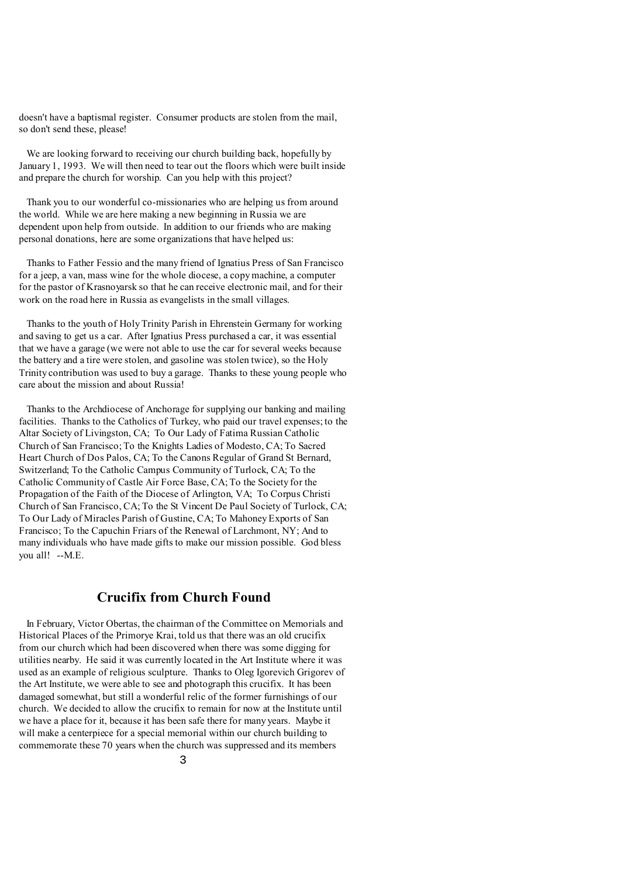doesn't have a baptismal register. Consumer products are stolen from the mail, so don't send these, please!

We are looking forward to receiving our church building back, hopefully by January 1, 1993. We will then need to tear out the floors which were built inside and prepare the church for worship. Can you help with this project?

Thank you to our wonderful co-missionaries who are helping us from around the world. While we are here making a new beginning in Russia we are dependent upon help from outside. In addition to our friends who are making personal donations, here are some organizations that have helped us:

Thanks to Father Fessio and the many friend of Ignatius Press of San Francisco for a jeep, a van, mass wine for the whole diocese, a copy machine, a computer for the pastor of Krasnoyarsk so that he can receive electronic mail, and for their work on the road here in Russia as evangelists in the small villages.

Thanks to the youth of Holy Trinity Parish in Ehrenstein Germany for working and saving to get us a car. After Ignatius Press purchased a car, it was essential that we have a garage (we were not able to use the car for several weeks because the battery and a tire were stolen, and gasoline was stolen twice), so the Holy Trinity contribution was used to buy a garage. Thanks to these young people who care about the mission and about Russia!

Thanks to the Archdiocese of Anchorage for supplying our banking and mailing facilities. Thanks to the Catholics of Turkey, who paid our travel expenses; to the Altar Society of Livingston, CA; To Our Lady of Fatima Russian Catholic Church of San Francisco; To the Knights Ladies of Modesto, CA; To Sacred Heart Church of Dos Palos, CA; To the Canons Regular of Grand St Bernard, Switzerland; To the Catholic Campus Community of Turlock, CA; To the Catholic Community of Castle Air Force Base, CA; To the Society for the Propagation of the Faith of the Diocese of Arlington, VA; To Corpus Christi Church of San Francisco, CA; To the St Vincent De Paul Society of Turlock, CA; To Our Lady of Miracles Parish of Gustine, CA; To Mahoney Exports of San Francisco; To the Capuchin Friars of the Renewal of Larchmont, NY; And to many individuals who have made gifts to make our mission possible. God bless you all! --M.E.

## Crucifix from Church Found

In February, Victor Obertas, the chairman of the Committee on Memorials and Historical Places of the Primorye Krai, told us that there was an old crucifix from our church which had been discovered when there was some digging for utilities nearby. He said it was currently located in the Art Institute where it was used as an example of religious sculpture. Thanks to Oleg Igorevich Grigorev of the Art Institute, we were able to see and photograph this crucifix. It has been damaged somewhat, but still a wonderful relic of the former furnishings of our church. We decided to allow the crucifix to remain for now at the Institute until we have a place for it, because it has been safe there for many years. Maybe it will make a centerpiece for a special memorial within our church building to commemorate these 70 years when the church was suppressed and its members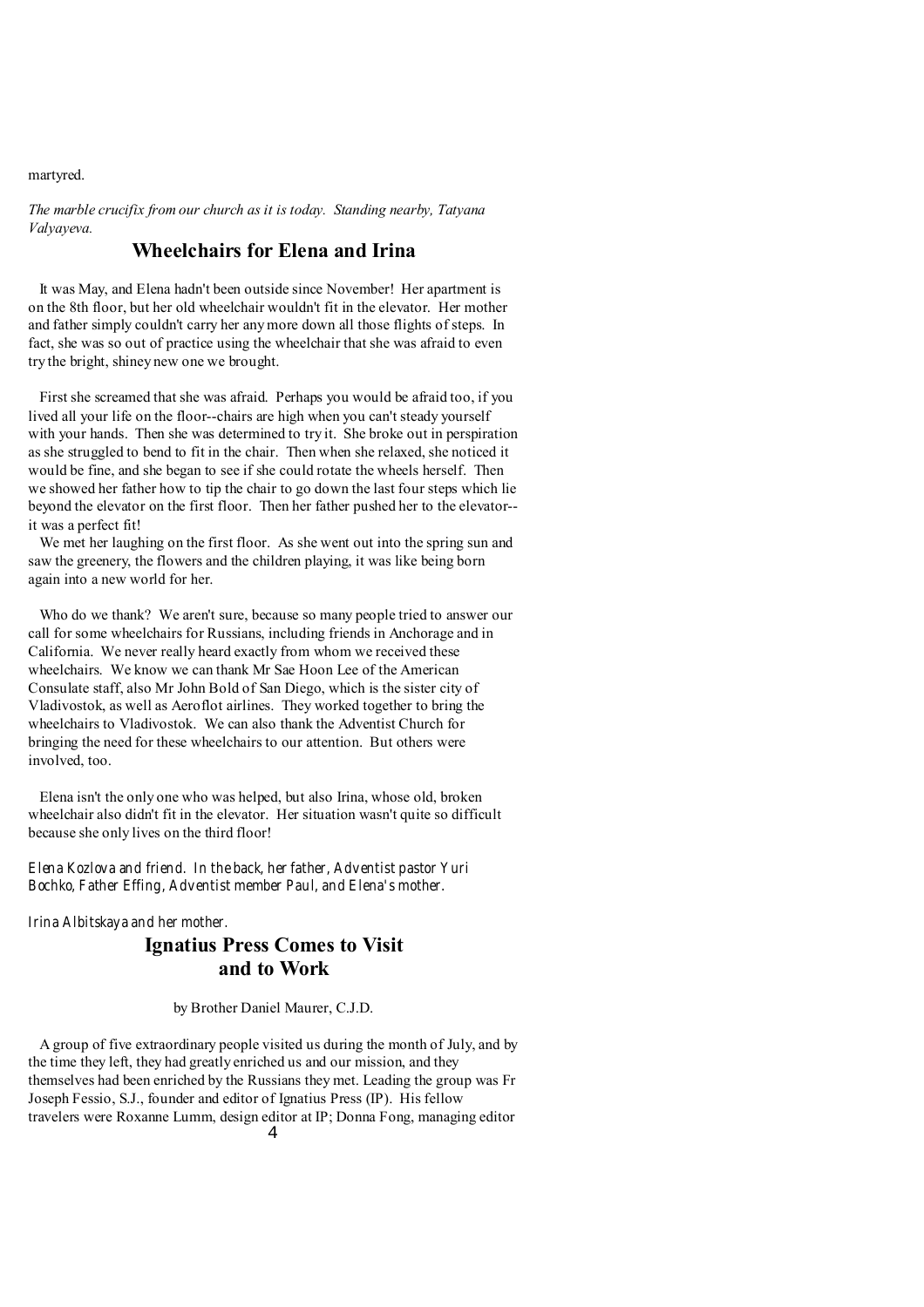martyred.

*The marble crucifix from our church as it is today. Standing nearby, Tatyana Valyayeva.*

## Wheelchairs for Elena and Irina

It was May, and Elena hadn't been outside since November! Her apartment is on the 8th floor, but her old wheelchair wouldn't fit in the elevator. Her mother and father simply couldn't carry her any more down all those flights of steps. In fact, she was so out of practice using the wheelchair that she was afraid to even try the bright, shiney new one we brought.

First she screamed that she was afraid. Perhaps you would be afraid too, if you lived all your life on the floor--chairs are high when you can't steady yourself with your hands. Then she was determined to try it. She broke out in perspiration as she struggled to bend to fit in the chair. Then when she relaxed, she noticed it would be fine, and she began to see if she could rotate the wheels herself. Then we showed her father how to tip the chair to go down the last four steps which lie beyond the elevator on the first floor. Then her father pushed her to the elevator--it was a perfect fit!

We met her laughing on the first floor. As she went out into the spring sun and saw the greenery, the flowers and the children playing, it was like being born again into a new world for her.

Who do we thank? We aren't sure, because so many people tried to answer our call for some wheelchairs for Russians, including friends in Anchorage and in California. We never really heard exactly from whom we received these wheelchairs. We know we can thank Mr Sae Hoon Lee of the American Consulate staff, also Mr John Bold of San Diego, which is the sister city of Vladivostok, as well as Aeroflot airlines. They worked together to bring the wheelchairs to Vladivostok. We can also thank the Adventist Church for bringing the need for these wheelchairs to our attention. But others were involved, too.

Elena isn't the only one who was helped, but also Irina, whose old, broken wheelchair also didn't fit in the elevator. Her situation wasn't quite so difficult because she only lives on the third floor!

*Elena Kozlova and friend. In the back, her father, Adventist pastor Yuri Bochko, Father Effing, Adventist member Paul, and Elena's mother.*

*Irina Albitskaya and her mother.*

## Ignatius Press Comes to Visit and to Work

by Brother Daniel Maurer, C.J.D.

A group of five extraordinary people visited us during the month of July, and by the time they left, they had greatly enriched us and our mission, and they themselves had been enriched by the Russians they met. Leading the group was Fr Joseph Fessio, S.J., founder and editor of Ignatius Press (IP). His fellow travelers were Roxanne Lumm, design editor at IP; Donna Fong, managing editor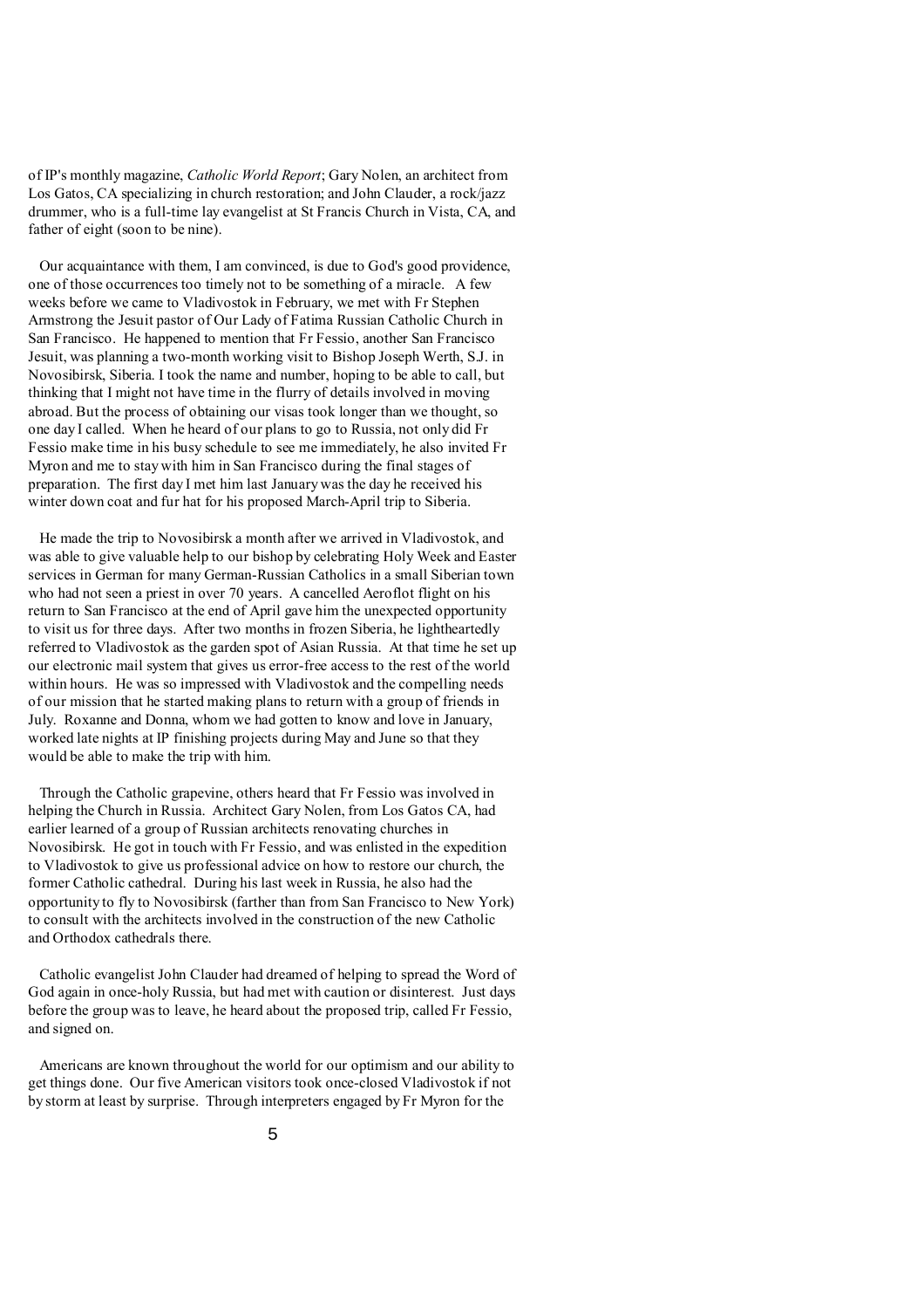of IP's monthly magazine, *Catholic World Report*; Gary Nolen, an architect from Los Gatos, CA specializing in church restoration; and John Clauder, a rock/jazz drummer, who is a full-time lay evangelist at St Francis Church in Vista, CA, and father of eight (soon to be nine).

Our acquaintance with them, I am convinced, is due to God's good providence, one of those occurrences too timely not to be something of a miracle. A few weeks before we came to Vladivostok in February, we met with Fr Stephen Armstrong the Jesuit pastor of Our Lady of Fatima Russian Catholic Church in San Francisco. He happened to mention that Fr Fessio, another San Francisco Jesuit, was planning a two-month working visit to Bishop Joseph Werth, S.J. in Novosibirsk, Siberia. I took the name and number, hoping to be able to call, but thinking that I might not have time in the flurry of details involved in moving abroad. But the process of obtaining our visas took longer than we thought, so one day I called. When he heard of our plans to go to Russia, not only did Fr Fessio make time in his busy schedule to see me immediately, he also invited Fr Myron and me to stay with him in San Francisco during the final stages of preparation. The first day I met him last January was the day he received his winter down coat and fur hat for his proposed March-April trip to Siberia.

He made the trip to Novosibirsk a month after we arrived in Vladivostok, and was able to give valuable help to our bishop by celebrating Holy Week and Easter services in German for many German-Russian Catholics in a small Siberian town who had not seen a priest in over 70 years. A cancelled Aeroflot flight on his return to San Francisco at the end of April gave him the unexpected opportunity to visit us for three days. After two months in frozen Siberia, he lightheartedly referred to Vladivostok as the garden spot of Asian Russia. At that time he set up our electronic mail system that gives us error-free access to the rest of the world within hours. He was so impressed with Vladivostok and the compelling needs of our mission that he started making plans to return with a group of friends in July. Roxanne and Donna, whom we had gotten to know and love in January, worked late nights at IP finishing projects during May and June so that they would be able to make the trip with him.

Through the Catholic grapevine, others heard that Fr Fessio was involved in helping the Church in Russia. Architect Gary Nolen, from Los Gatos CA, had earlier learned of a group of Russian architects renovating churches in Novosibirsk. He got in touch with Fr Fessio, and was enlisted in the expedition to Vladivostok to give us professional advice on how to restore our church, the former Catholic cathedral. During his last week in Russia, he also had the opportunity to fly to Novosibirsk (farther than from San Francisco to New York) to consult with the architects involved in the construction of the new Catholic and Orthodox cathedrals there.

Catholic evangelist John Clauder had dreamed of helping to spread the Word of God again in once-holy Russia, but had met with caution or disinterest. Just days before the group was to leave, he heard about the proposed trip, called Fr Fessio, and signed on.

Americans are known throughout the world for our optimism and our ability to get things done. Our five American visitors took once-closed Vladivostok if not by storm at least by surprise. Through interpreters engaged by Fr Myron for the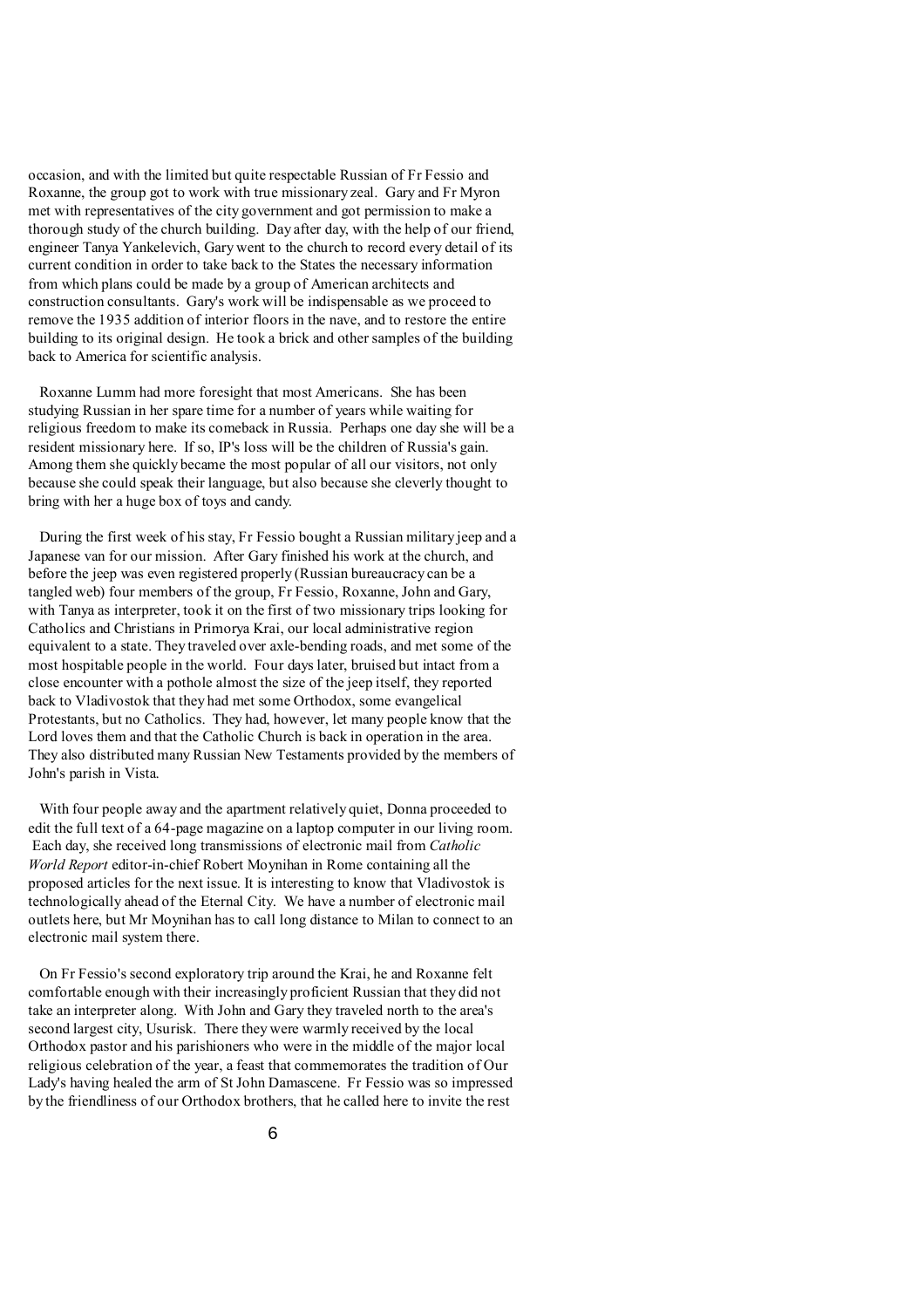occasion, and with the limited but quite respectable Russian of Fr Fessio and Roxanne, the group got to work with true missionary zeal. Gary and Fr Myron met with representatives of the city government and got permission to make a thorough study of the church building. Day after day, with the help of our friend, engineer Tanya Yankelevich, Gary went to the church to record every detail of its current condition in order to take back to the States the necessary information from which plans could be made by a group of American architects and construction consultants. Gary's work will be indispensable as we proceed to remove the 1935 addition of interior floors in the nave, and to restore the entire building to its original design. He took a brick and other samples of the building back to America for scientific analysis.

Roxanne Lumm had more foresight that most Americans. She has been studying Russian in her spare time for a number of years while waiting for religious freedom to make its comeback in Russia. Perhaps one day she will be a resident missionary here. If so, IP's loss will be the children of Russia's gain. Among them she quickly became the most popular of all our visitors, not only because she could speak their language, but also because she cleverly thought to bring with her a huge box of toys and candy.

During the first week of his stay, Fr Fessio bought a Russian military jeep and a Japanese van for our mission. After Gary finished his work at the church, and before the jeep was even registered properly (Russian bureaucracy can be a tangled web) four members of the group, Fr Fessio, Roxanne, John and Gary, with Tanya as interpreter, took it on the first of two missionary trips looking for Catholics and Christians in Primorya Krai, our local administrative region equivalent to a state. They traveled over axle-bending roads, and met some of the most hospitable people in the world. Four days later, bruised but intact from a close encounter with a pothole almost the size of the jeep itself, they reported back to Vladivostok that they had met some Orthodox, some evangelical Protestants, but no Catholics. They had, however, let many people know that the Lord loves them and that the Catholic Church is back in operation in the area. They also distributed many Russian New Testaments provided by the members of John's parish in Vista.

With four people away and the apartment relatively quiet, Donna proceeded to edit the full text of a 64-page magazine on a laptop computer in our living room. Each day, she received long transmissions of electronic mail from *Catholic World Report* editor-in-chief Robert Moynihan in Rome containing all the proposed articles for the next issue. It is interesting to know that Vladivostok is technologically ahead of the Eternal City. We have a number of electronic mail outlets here, but Mr Moynihan has to call long distance to Milan to connect to an electronic mail system there.

On Fr Fessio's second exploratory trip around the Krai, he and Roxanne felt comfortable enough with their increasingly proficient Russian that they did not take an interpreter along. With John and Gary they traveled north to the area's second largest city, Usurisk. There they were warmly received by the local Orthodox pastor and his parishioners who were in the middle of the major local religious celebration of the year, a feast that commemorates the tradition of Our Lady's having healed the arm of St John Damascene. Fr Fessio was so impressed by the friendliness of our Orthodox brothers, that he called here to invite the rest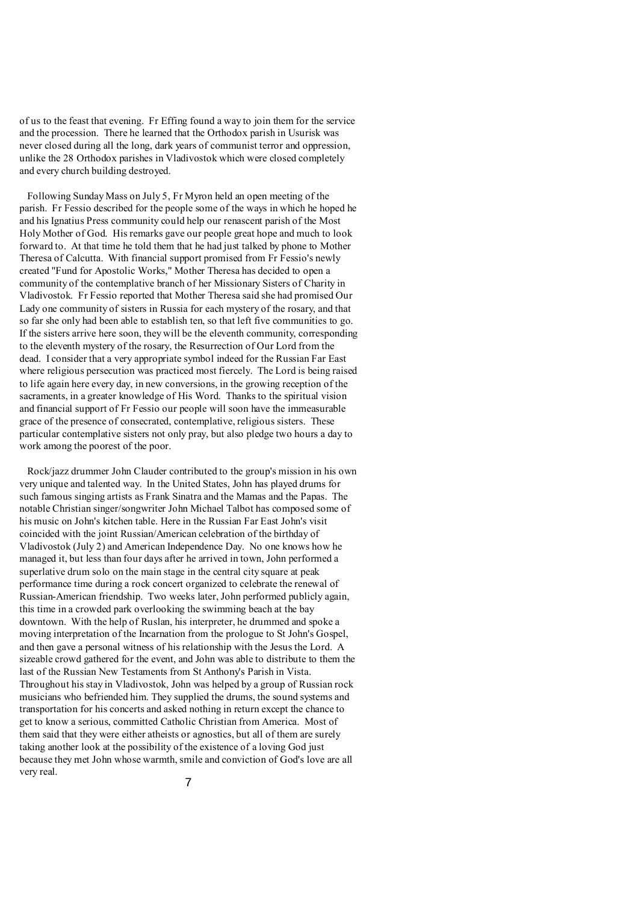of us to the feast that evening. Fr Effing found a way to join them for the service and the procession. There he learned that the Orthodox parish in Usurisk was never closed during all the long, dark years of communist terror and oppression, unlike the 28 Orthodox parishes in Vladivostok which were closed completely and every church building destroyed.

Following Sunday Mass on July 5, Fr Myron held an open meeting of the parish. Fr Fessio described for the people some of the ways in which he hoped he and his Ignatius Press community could help our renascent parish of the Most Holy Mother of God. His remarks gave our people great hope and much to look forward to. At that time he told them that he had just talked by phone to Mother Theresa of Calcutta. With financial support promised from Fr Fessio's newly created "Fund for Apostolic Works," Mother Theresa has decided to open a community of the contemplative branch of her Missionary Sisters of Charity in Vladivostok. Fr Fessio reported that Mother Theresa said she had promised Our Lady one community of sisters in Russia for each mystery of the rosary, and that so far she only had been able to establish ten, so that left five communities to go. If the sisters arrive here soon, they will be the eleventh community, corresponding to the eleventh mystery of the rosary, the Resurrection of Our Lord from the dead. I consider that a very appropriate symbol indeed for the Russian Far East where religious persecution was practiced most fiercely. The Lord is being raised to life again here every day, in new conversions, in the growing reception of the sacraments, in a greater knowledge of His Word. Thanks to the spiritual vision and financial support of Fr Fessio our people will soon have the immeasurable grace of the presence of consecrated, contemplative, religious sisters. These particular contemplative sisters not only pray, but also pledge two hours a day to work among the poorest of the poor.

Rock/jazz drummer John Clauder contributed to the group's mission in his own very unique and talented way. In the United States, John has played drums for such famous singing artists as Frank Sinatra and the Mamas and the Papas. The notable Christian singer/songwriter John Michael Talbot has composed some of his music on John's kitchen table. Here in the Russian Far East John's visit coincided with the joint Russian/American celebration of the birthday of Vladivostok (July 2) and American Independence Day. No one knows how he managed it, but less than four days after he arrived in town, John performed a superlative drum solo on the main stage in the central city square at peak performance time during a rock concert organized to celebrate the renewal of Russian-American friendship. Two weeks later, John performed publicly again, this time in a crowded park overlooking the swimming beach at the bay downtown. With the help of Ruslan, his interpreter, he drummed and spoke a moving interpretation of the Incarnation from the prologue to St John's Gospel, and then gave a personal witness of his relationship with the Jesus the Lord. A sizeable crowd gathered for the event, and John was able to distribute to them the last of the Russian New Testaments from St Anthony's Parish in Vista. Throughout his stay in Vladivostok, John was helped by a group of Russian rock musicians who befriended him. They supplied the drums, the sound systems and transportation for his concerts and asked nothing in return except the chance to get to know a serious, committed Catholic Christian from America. Most of them said that they were either atheists or agnostics, but all of them are surely taking another look at the possibility of the existence of a loving God just because they met John whose warmth, smile and conviction of God's love are all very real.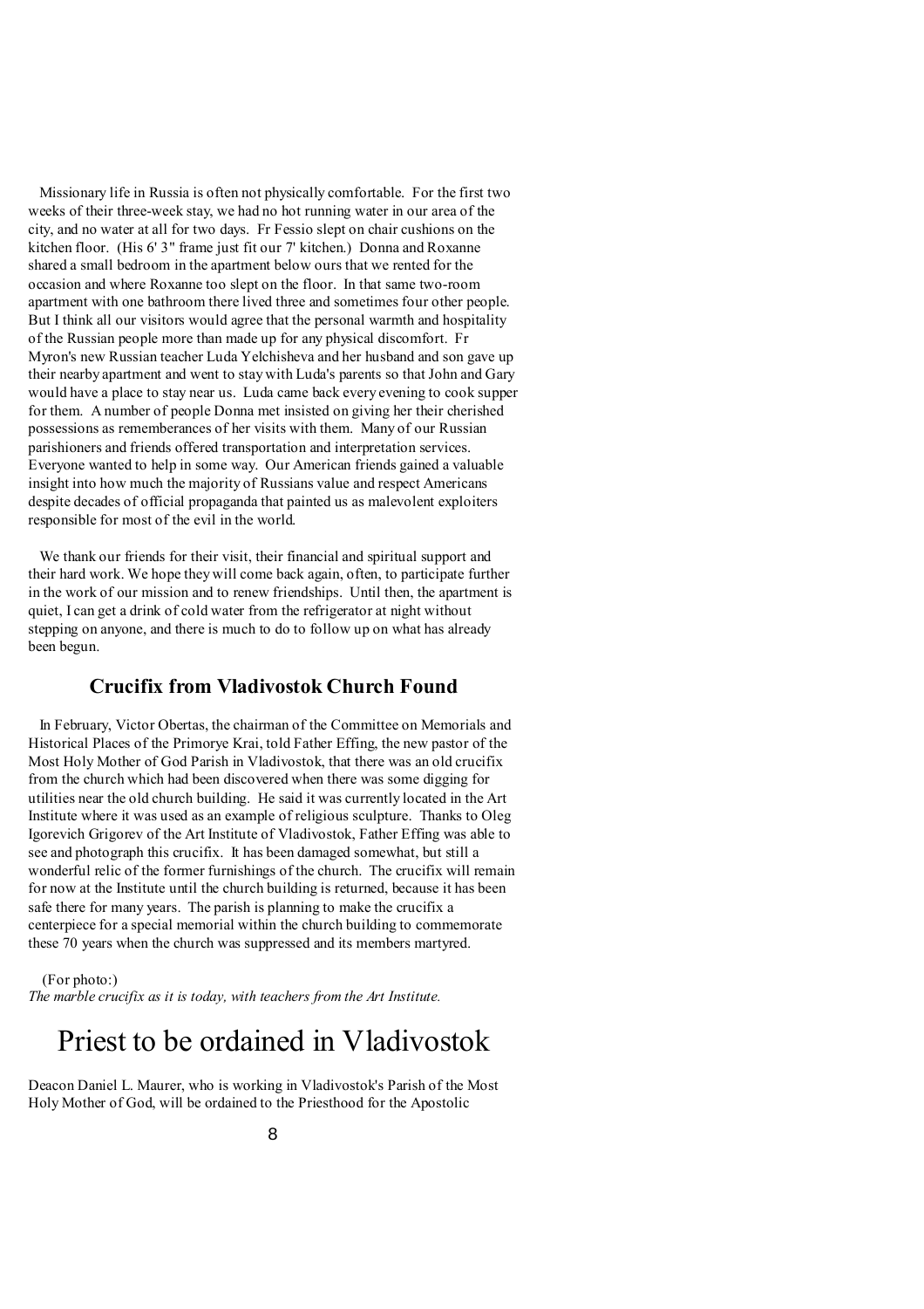Missionary life in Russia is often not physically comfortable. For the first two weeks of their three-week stay, we had no hot running water in our area of the city, and no water at all for two days. Fr Fessio slept on chair cushions on the kitchen floor. (His 6' 3" frame just fit our 7' kitchen.) Donna and Roxanne shared a small bedroom in the apartment below ours that we rented for the occasion and where Roxanne too slept on the floor. In that same two-room apartment with one bathroom there lived three and sometimes four other people. But I think all our visitors would agree that the personal warmth and hospitality of the Russian people more than made up for any physical discomfort. Fr Myron's new Russian teacher Luda Yelchisheva and her husband and son gave up their nearby apartment and went to stay with Luda's parents so that John and Gary would have a place to stay near us. Luda came back every evening to cook supper for them. A number of people Donna met insisted on giving her their cherished possessions as rememberances of her visits with them. Many of our Russian parishioners and friends offered transportation and interpretation services. Everyone wanted to help in some way. Our American friends gained a valuable insight into how much the majority of Russians value and respect Americans despite decades of official propaganda that painted us as malevolent exploiters responsible for most of the evil in the world.

We thank our friends for their visit, their financial and spiritual support and their hard work. We hope they will come back again, often, to participate further in the work of our mission and to renew friendships. Until then, the apartment is quiet, I can get a drink of cold water from the refrigerator at night without stepping on anyone, and there is much to do to follow up on what has already been begun.

### Crucifix from Vladivostok Church Found

In February, Victor Obertas, the chairman of the Committee on Memorials and Historical Places of the Primorye Krai, told Father Effing, the new pastor of the Most Holy Mother of God Parish in Vladivostok, that there was an old crucifix from the church which had been discovered when there was some digging for utilities near the old church building. He said it was currently located in the Art Institute where it was used as an example of religious sculpture. Thanks to Oleg Igorevich Grigorev of the Art Institute of Vladivostok, Father Effing was able to see and photograph this crucifix. It has been damaged somewhat, but still a wonderful relic of the former furnishings of the church. The crucifix will remain for now at the Institute until the church building is returned, because it has been safe there for many years. The parish is planning to make the crucifix a centerpiece for a special memorial within the church building to commemorate these 70 years when the church was suppressed and its members martyred.

(For photo:)
*The marble crucifix as it is today, with teachers from the Art Institute.*

## Priest to be ordained in Vladivostok

Deacon Daniel L. Maurer, who is working in Vladivostok's Parish of the Most Holy Mother of God, will be ordained to the Priesthood for the Apostolic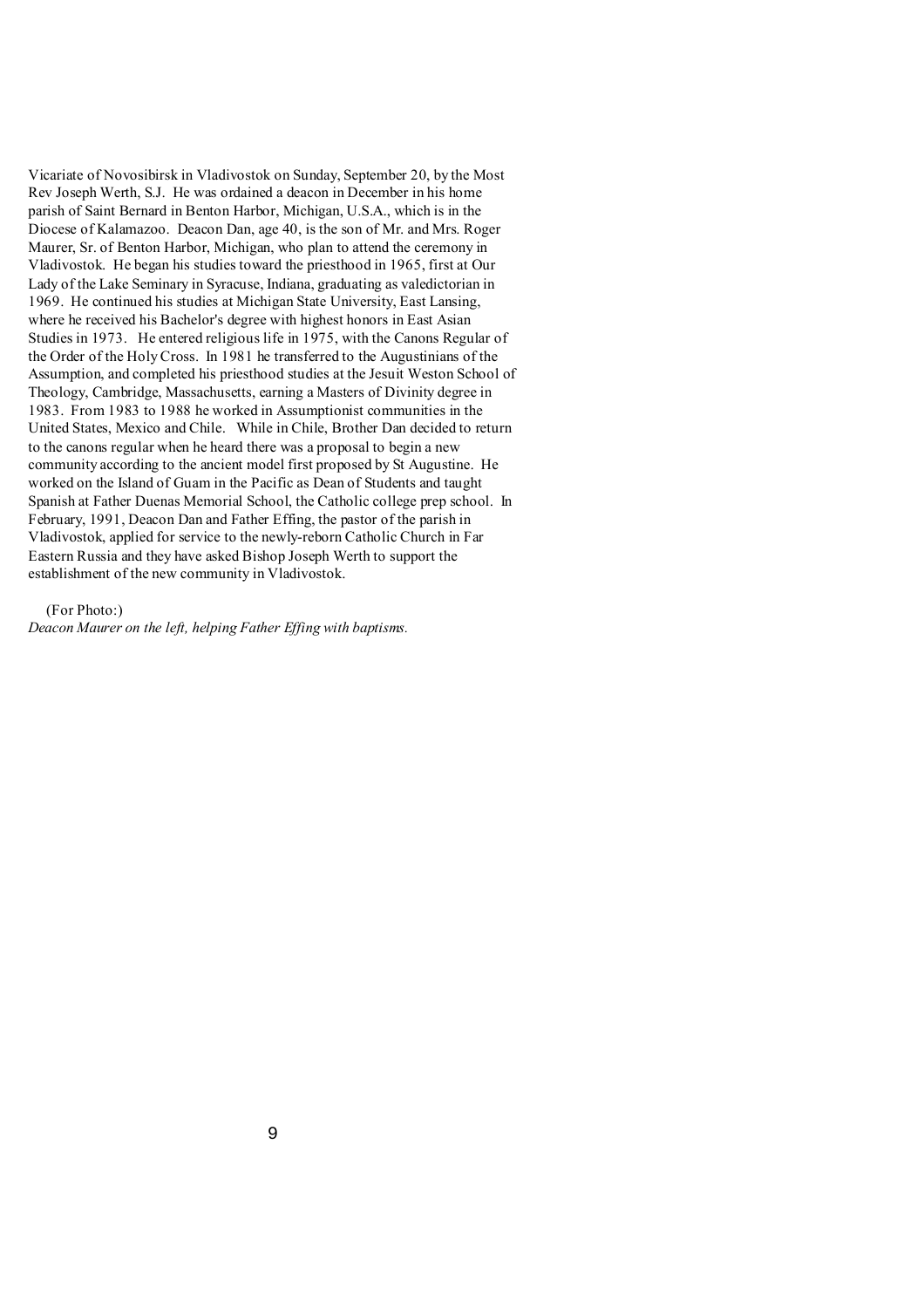Vicariate of Novosibirsk in Vladivostok on Sunday, September 20, by the Most Rev Joseph Werth, S.J. He was ordained a deacon in December in his home parish of Saint Bernard in Benton Harbor, Michigan, U.S.A., which is in the Diocese of Kalamazoo. Deacon Dan, age 40, is the son of Mr. and Mrs. Roger Maurer, Sr. of Benton Harbor, Michigan, who plan to attend the ceremony in Vladivostok. He began his studies toward the priesthood in 1965, first at Our Lady of the Lake Seminary in Syracuse, Indiana, graduating as valedictorian in 1969. He continued his studies at Michigan State University, East Lansing, where he received his Bachelor's degree with highest honors in East Asian Studies in 1973. He entered religious life in 1975, with the Canons Regular of the Order of the Holy Cross. In 1981 he transferred to the Augustinians of the Assumption, and completed his priesthood studies at the Jesuit Weston School of Theology, Cambridge, Massachusetts, earning a Masters of Divinity degree in 1983. From 1983 to 1988 he worked in Assumptionist communities in the United States, Mexico and Chile. While in Chile, Brother Dan decided to return to the canons regular when he heard there was a proposal to begin a new community according to the ancient model first proposed by St Augustine. He worked on the Island of Guam in the Pacific as Dean of Students and taught Spanish at Father Duenas Memorial School, the Catholic college prep school. In February, 1991, Deacon Dan and Father Effing, the pastor of the parish in Vladivostok, applied for service to the newly-reborn Catholic Church in Far Eastern Russia and they have asked Bishop Joseph Werth to support the establishment of the new community in Vladivostok.

(For Photo:)

*Deacon Maurer on the left, helping Father Effing with baptisms.*